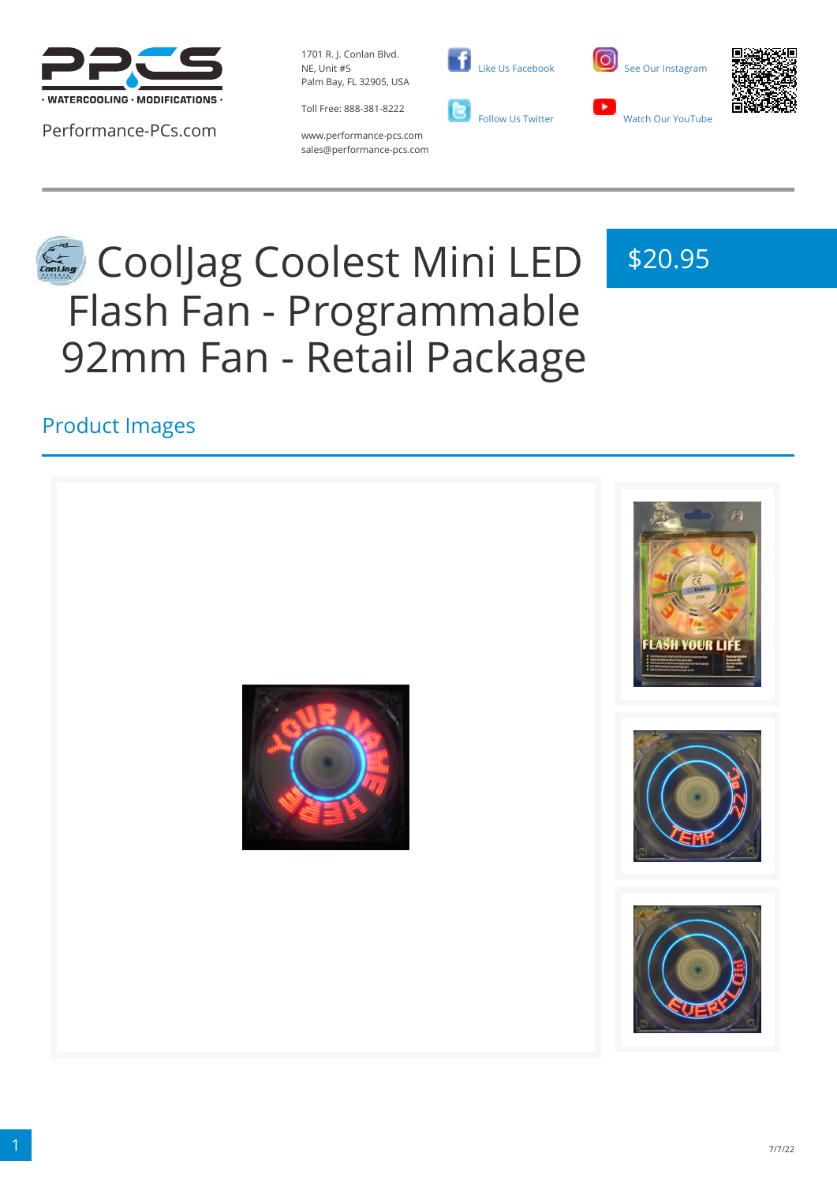Performance-PCs.com

1701 R. J. Conlan Blvd.
NE, Unit #5
Palm Bay, FL 32905, USA

Toll Free: 888-381-8222

www.performance-pcs.com
sales@performance-pcs.com

Like Us Facebook

Follow Us Twitter

See Our Instagram

Watch Our YouTube

# CoolJag Coolest Mini LED Flash Fan - Programmable 92mm Fan - Retail Package

$20.95

## Product Images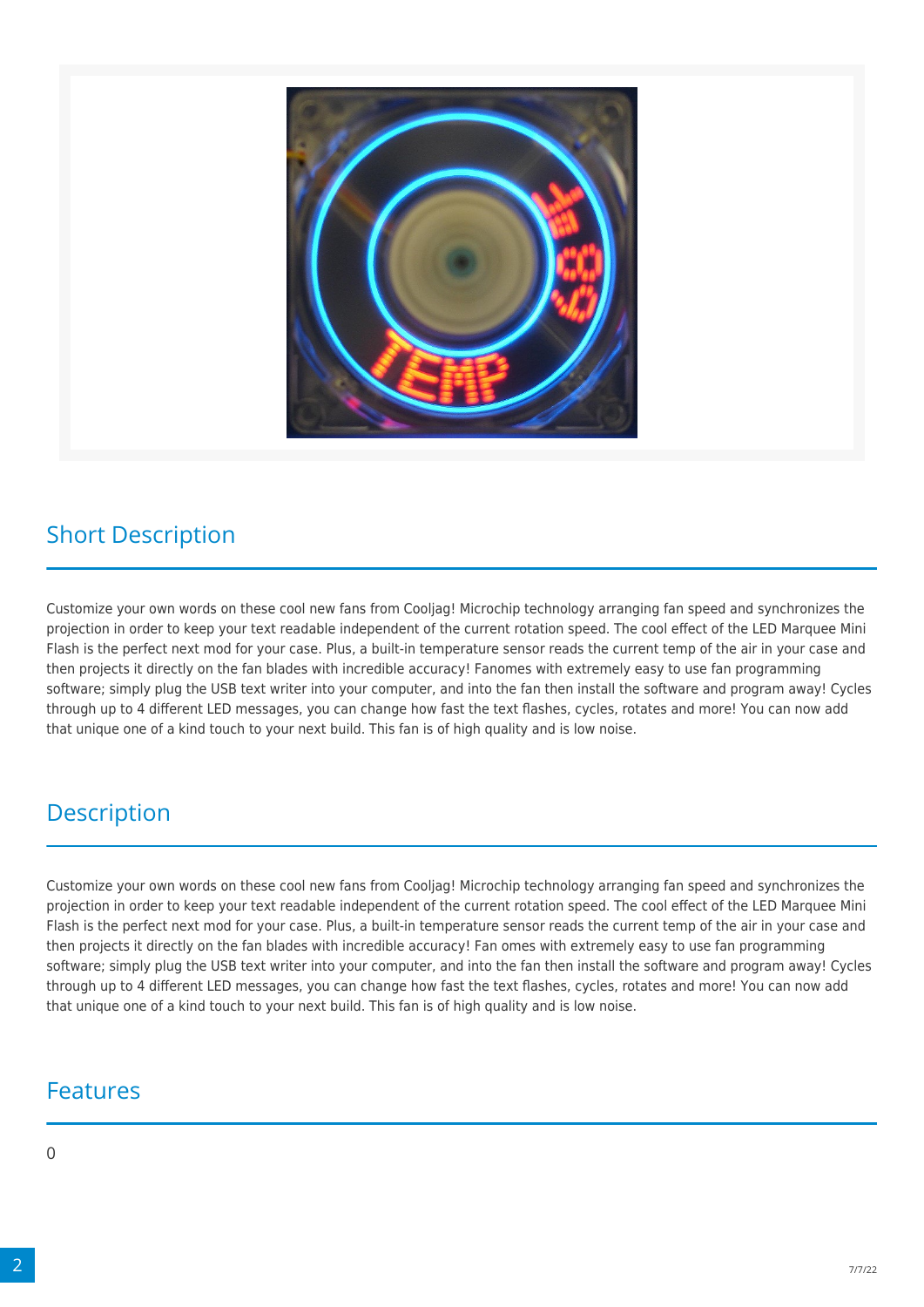## Short Description

Customize your own words on these cool new fans from Cooljag! Microchip technology arranging fan speed and synchronizes the projection in order to keep your text readable independent of the current rotation speed. The cool effect of the LED Marquee Mini Flash is the perfect next mod for your case. Plus, a built-in temperature sensor reads the current temp of the air in your case and then projects it directly on the fan blades with incredible accuracy! Fanomes with extremely easy to use fan programming software; simply plug the USB text writer into your computer, and into the fan then install the software and program away! Cycles through up to 4 different LED messages, you can change how fast the text flashes, cycles, rotates and more! You can now add that unique one of a kind touch to your next build. This fan is of high quality and is low noise.

## Description

Customize your own words on these cool new fans from Cooljag! Microchip technology arranging fan speed and synchronizes the projection in order to keep your text readable independent of the current rotation speed. The cool effect of the LED Marquee Mini Flash is the perfect next mod for your case. Plus, a built-in temperature sensor reads the current temp of the air in your case and then projects it directly on the fan blades with incredible accuracy! Fan omes with extremely easy to use fan programming software; simply plug the USB text writer into your computer, and into the fan then install the software and program away! Cycles through up to 4 different LED messages, you can change how fast the text flashes, cycles, rotates and more! You can now add that unique one of a kind touch to your next build. This fan is of high quality and is low noise.

## Features

0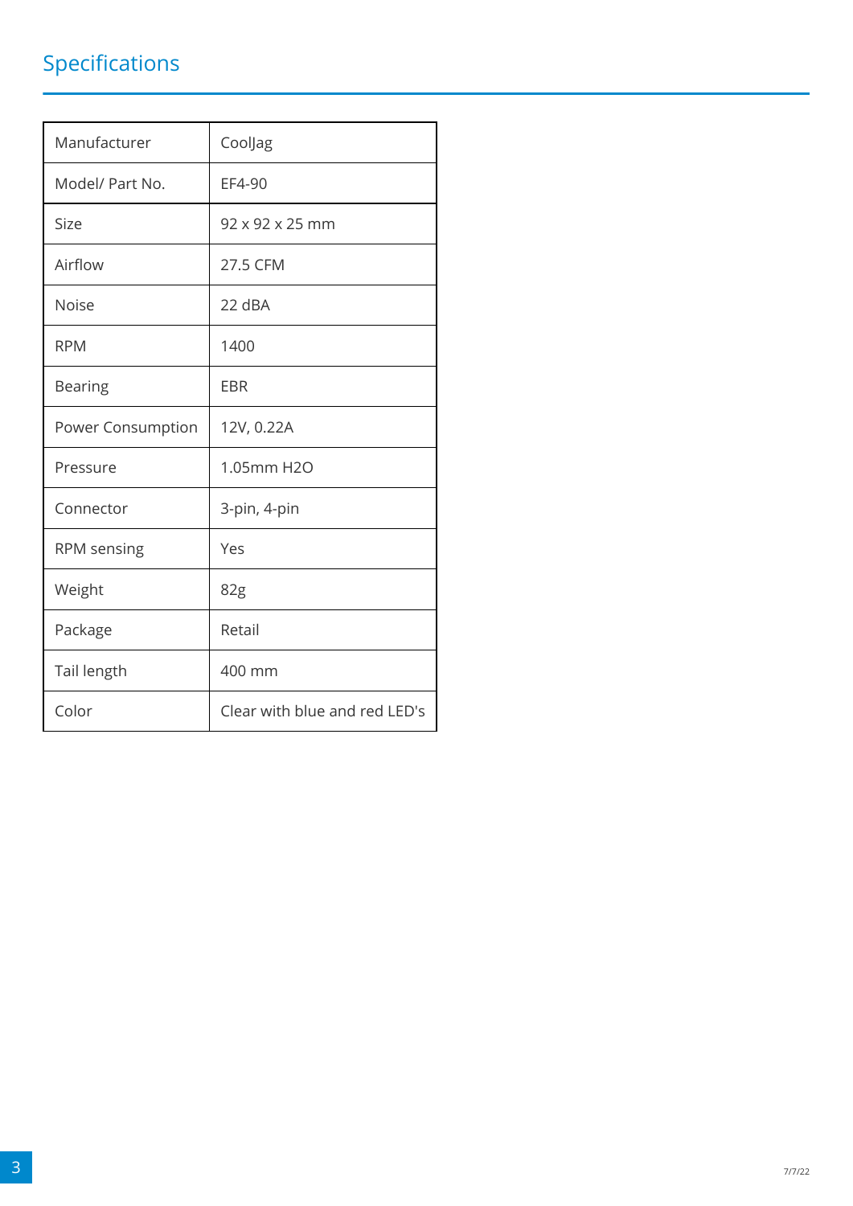## Specifications

| Manufacturer | CoolJag |
|---|---|
| Model/ Part No. | EF4-90 |
| Size | 92 x 92 x 25 mm |
| Airflow | 27.5 CFM |
| Noise | 22 dBA |
| RPM | 1400 |
| Bearing | EBR |
| Power Consumption | 12V, 0.22A |
| Pressure | 1.05mm $H_2O$ |
| Connector | 3-pin, 4-pin |
| RPM sensing | Yes |
| Weight | 82g |
| Package | Retail |
| Tail length | 400 mm |
| Color | Clear with blue and red LED's |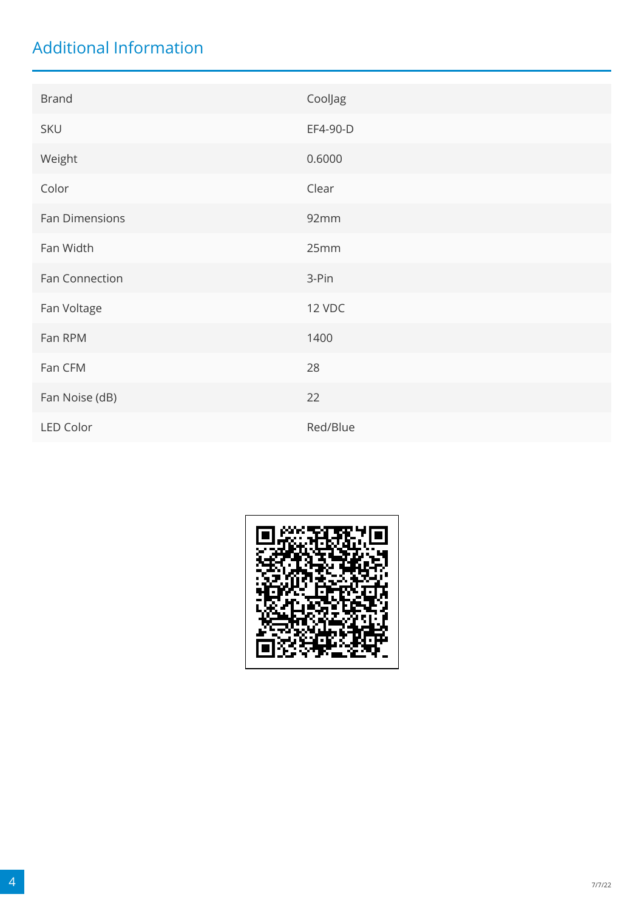## Additional Information

| | |
|---|---|
| Brand | CoolJag |
| SKU | EF4-90-D |
| Weight | 0.6000 |
| Color | Clear |
| Fan Dimensions | 92mm |
| Fan Width | 25mm |
| Fan Connection | 3-Pin |
| Fan Voltage | 12 VDC |
| Fan RPM | 1400 |
| Fan CFM | 28 |
| Fan Noise (dB) | 22 |
| LED Color | Red/Blue |